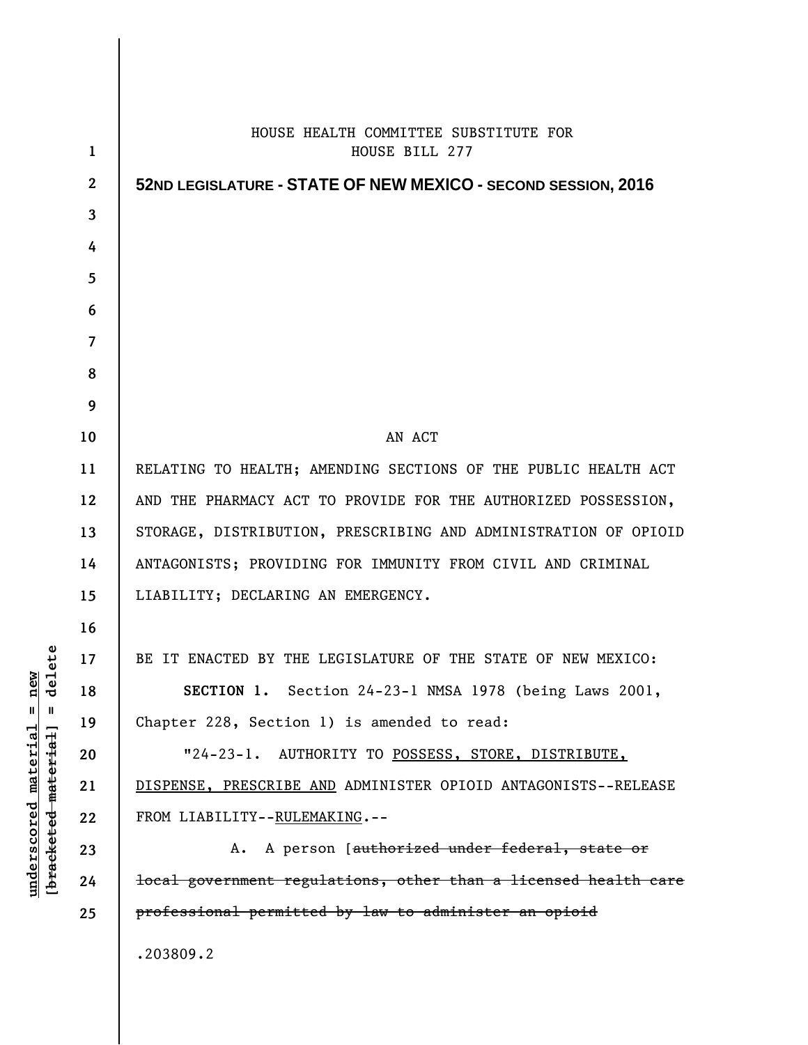HOUSE HEALTH COMMITTEE SUBSTITUTE FOR
HOUSE BILL 277

**52ND LEGISLATURE - STATE OF NEW MEXICO - SECOND SESSION, 2016**

AN ACT

RELATING TO HEALTH; AMENDING SECTIONS OF THE PUBLIC HEALTH ACT AND THE PHARMACY ACT TO PROVIDE FOR THE AUTHORIZED POSSESSION, STORAGE, DISTRIBUTION, PRESCRIBING AND ADMINISTRATION OF OPIOID ANTAGONISTS; PROVIDING FOR IMMUNITY FROM CIVIL AND CRIMINAL LIABILITY; DECLARING AN EMERGENCY.

BE IT ENACTED BY THE LEGISLATURE OF THE STATE OF NEW MEXICO:

**SECTION 1.** Section 24-23-1 NMSA 1978 (being Laws 2001, Chapter 228, Section 1) is amended to read:

"24-23-1. AUTHORITY TO <u>POSSESS, STORE, DISTRIBUTE, DISPENSE, PRESCRIBE AND</u> ADMINISTER OPIOID ANTAGONISTS--RELEASE FROM LIABILITY--<u>RULEMAKING</u>.--

A. A person [~~authorized under federal, state or local government regulations, other than a licensed health care professional permitted by law to administer an opioid~~

.203809.2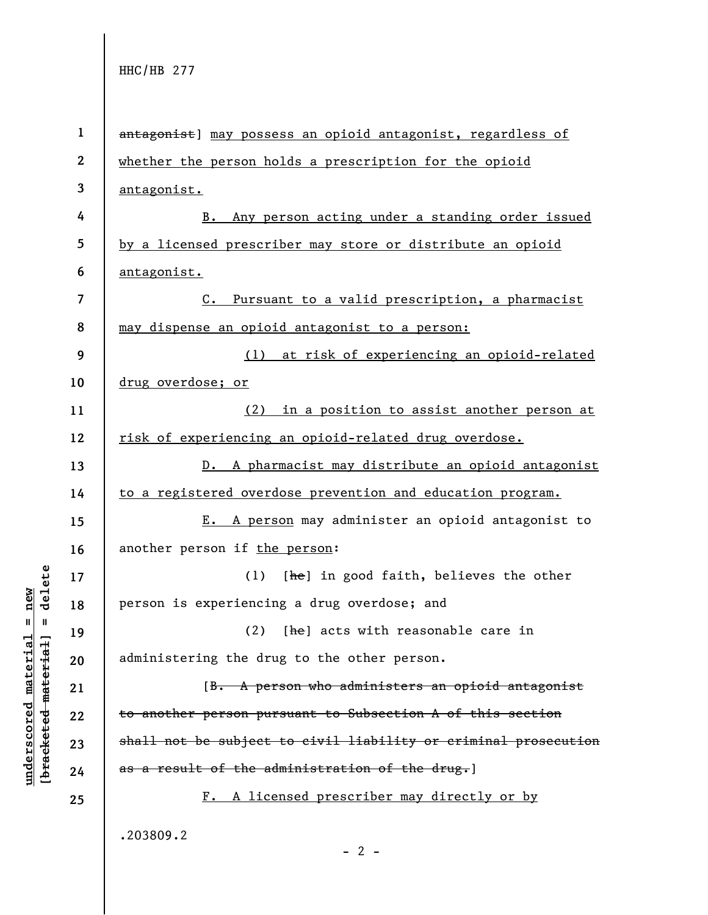~~antagonist~~] <u>may possess an opioid antagonist, regardless of whether the person holds a prescription for the opioid antagonist.</u>

<u>B. Any person acting under a standing order issued by a licensed prescriber may store or distribute an opioid antagonist.</u>

<u>C. Pursuant to a valid prescription, a pharmacist may dispense an opioid antagonist to a person:</u>

<u>(1) at risk of experiencing an opioid-related drug overdose; or</u>

<u>(2) in a position to assist another person at risk of experiencing an opioid-related drug overdose.</u>

<u>D. A pharmacist may distribute an opioid antagonist to a registered overdose prevention and education program.</u>

<u>E. A person</u> may administer an opioid antagonist to another person if <u>the person</u>:

(1) [~~he~~] in good faith, believes the other person is experiencing a drug overdose; and

(2) [~~he~~] acts with reasonable care in administering the drug to the other person.

[~~B. A person who administers an opioid antagonist to another person pursuant to Subsection A of this section shall not be subject to civil liability or criminal prosecution as a result of the administration of the drug.~~]

<u>F. A licensed prescriber may directly or by</u>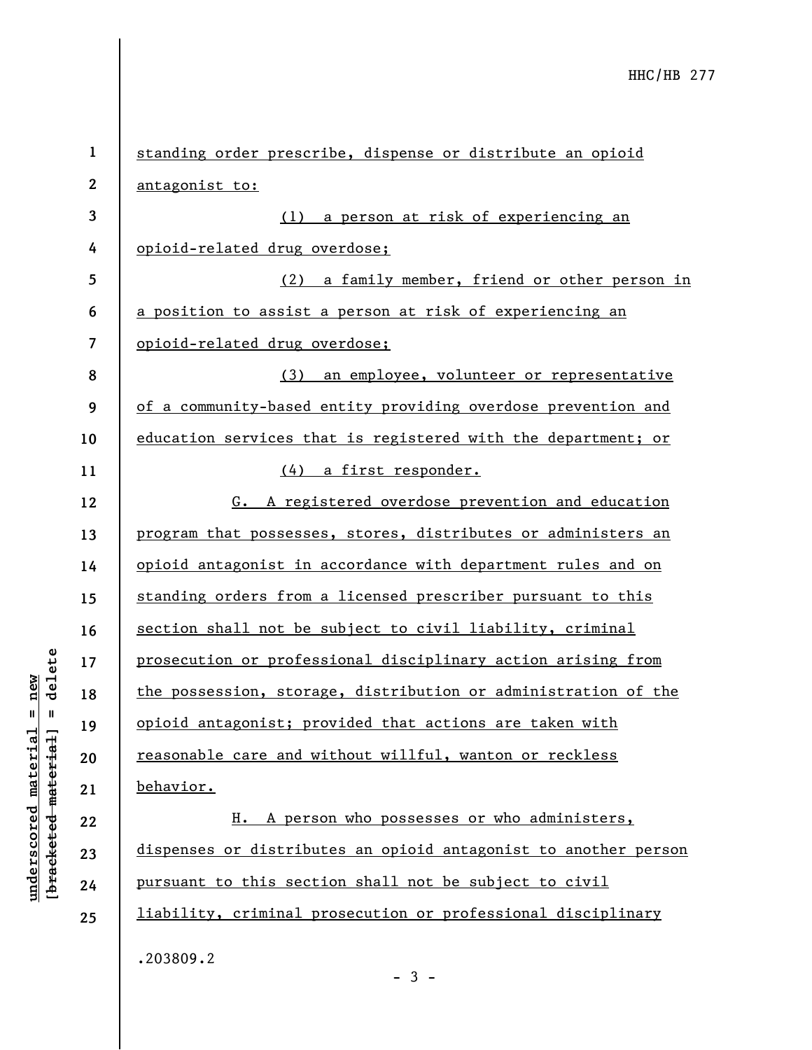standing order prescribe, dispense or distribute an opioid antagonist to:

(1) a person at risk of experiencing an opioid-related drug overdose;

(2) a family member, friend or other person in a position to assist a person at risk of experiencing an opioid-related drug overdose;

(3) an employee, volunteer or representative of a community-based entity providing overdose prevention and education services that is registered with the department; or

(4) a first responder.

G. A registered overdose prevention and education program that possesses, stores, distributes or administers an opioid antagonist in accordance with department rules and on standing orders from a licensed prescriber pursuant to this section shall not be subject to civil liability, criminal prosecution or professional disciplinary action arising from the possession, storage, distribution or administration of the opioid antagonist; provided that actions are taken with reasonable care and without willful, wanton or reckless behavior.

H. A person who possesses or who administers, dispenses or distributes an opioid antagonist to another person pursuant to this section shall not be subject to civil liability, criminal prosecution or professional disciplinary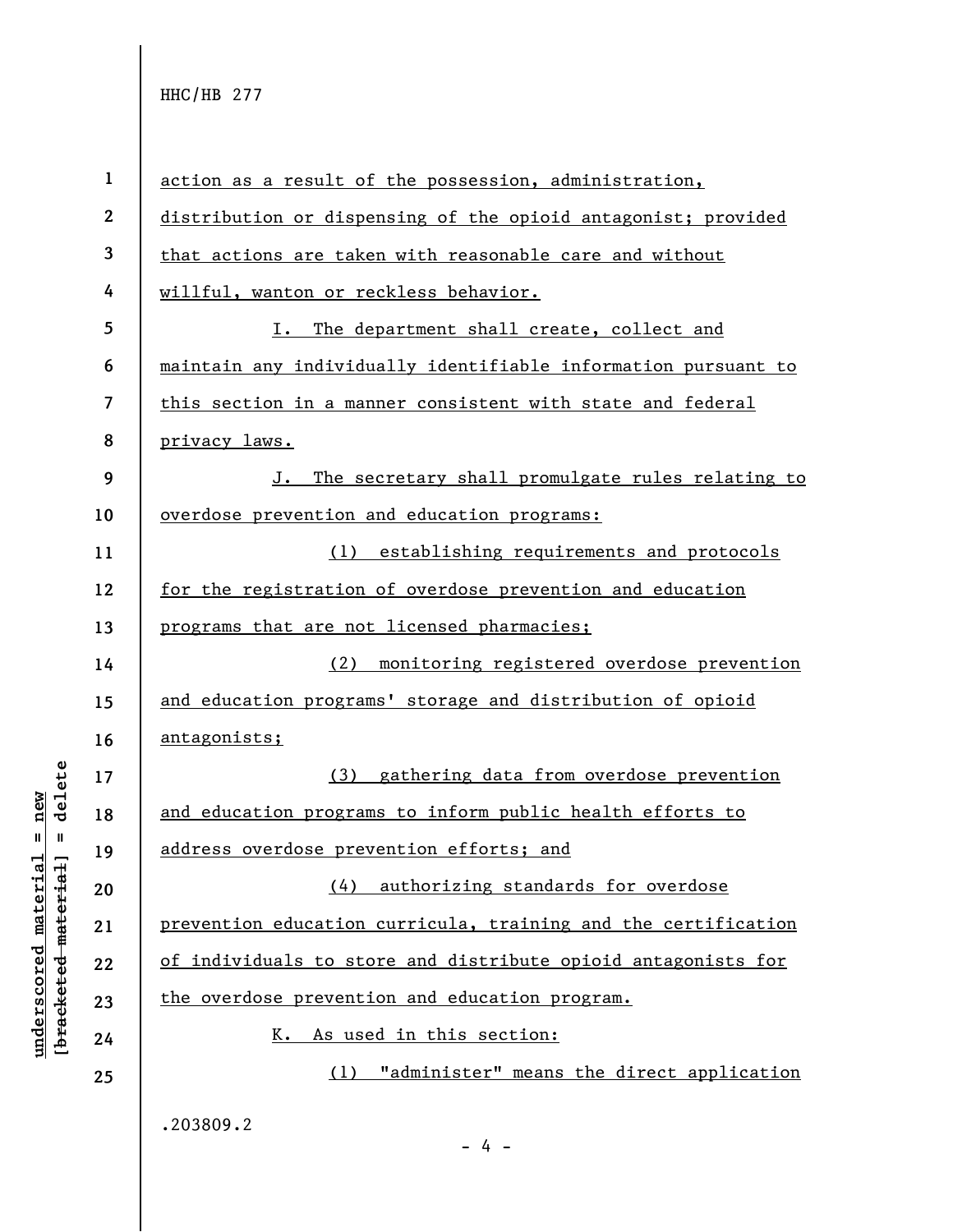action as a result of the possession, administration, distribution or dispensing of the opioid antagonist; provided that actions are taken with reasonable care and without willful, wanton or reckless behavior.

I. The department shall create, collect and maintain any individually identifiable information pursuant to this section in a manner consistent with state and federal privacy laws.

J. The secretary shall promulgate rules relating to overdose prevention and education programs:

(1) establishing requirements and protocols for the registration of overdose prevention and education programs that are not licensed pharmacies;

(2) monitoring registered overdose prevention and education programs' storage and distribution of opioid antagonists;

(3) gathering data from overdose prevention and education programs to inform public health efforts to address overdose prevention efforts; and

(4) authorizing standards for overdose prevention education curricula, training and the certification of individuals to store and distribute opioid antagonists for the overdose prevention and education program.

K. As used in this section:

(1) "administer" means the direct application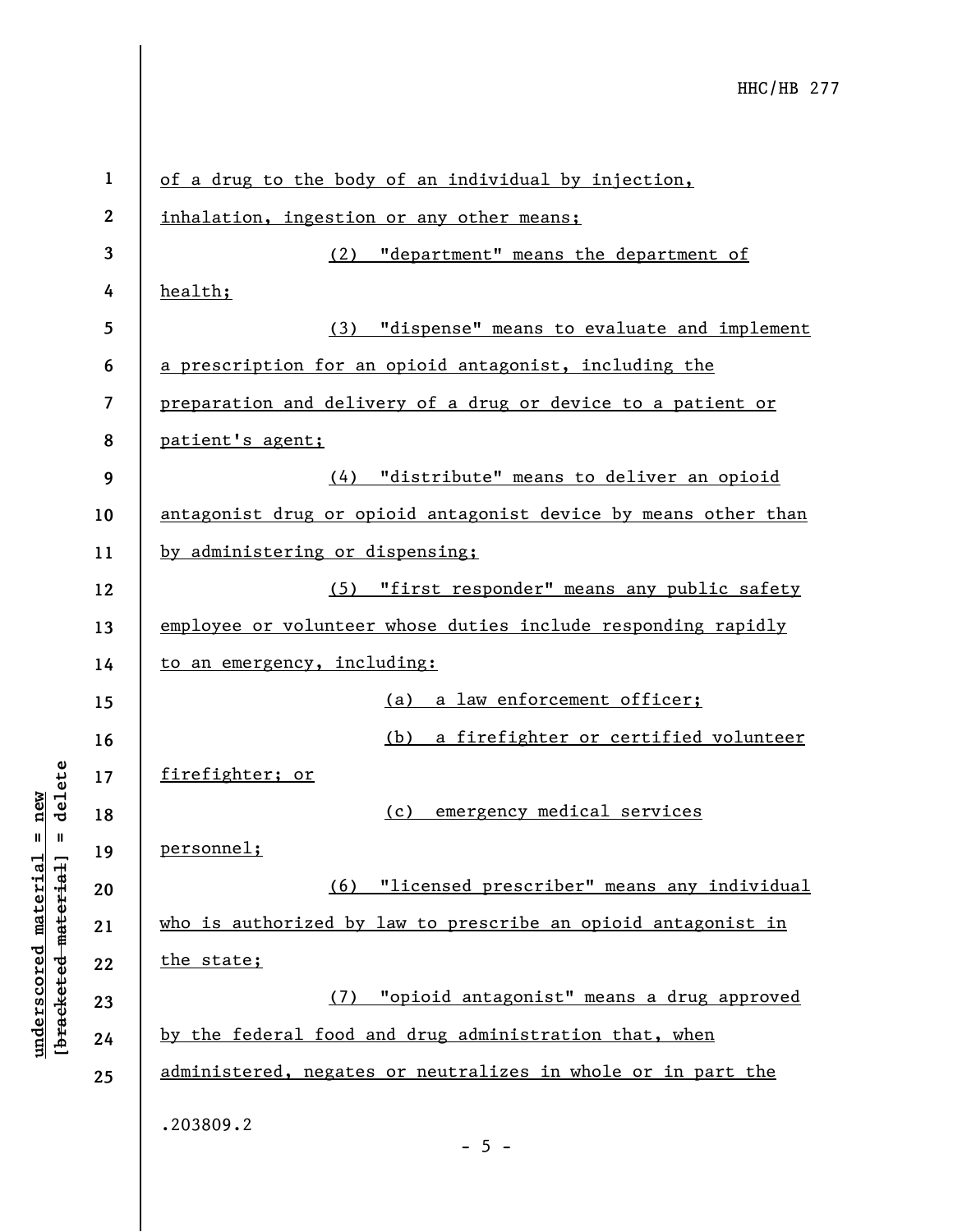of a drug to the body of an individual by injection, inhalation, ingestion or any other means;

(2) "department" means the department of health;

(3) "dispense" means to evaluate and implement a prescription for an opioid antagonist, including the preparation and delivery of a drug or device to a patient or patient's agent;

(4) "distribute" means to deliver an opioid antagonist drug or opioid antagonist device by means other than by administering or dispensing;

(5) "first responder" means any public safety employee or volunteer whose duties include responding rapidly to an emergency, including:

(a) a law enforcement officer;

(b) a firefighter or certified volunteer firefighter; or

(c) emergency medical services personnel;

(6) "licensed prescriber" means any individual who is authorized by law to prescribe an opioid antagonist in the state;

(7) "opioid antagonist" means a drug approved by the federal food and drug administration that, when administered, negates or neutralizes in whole or in part the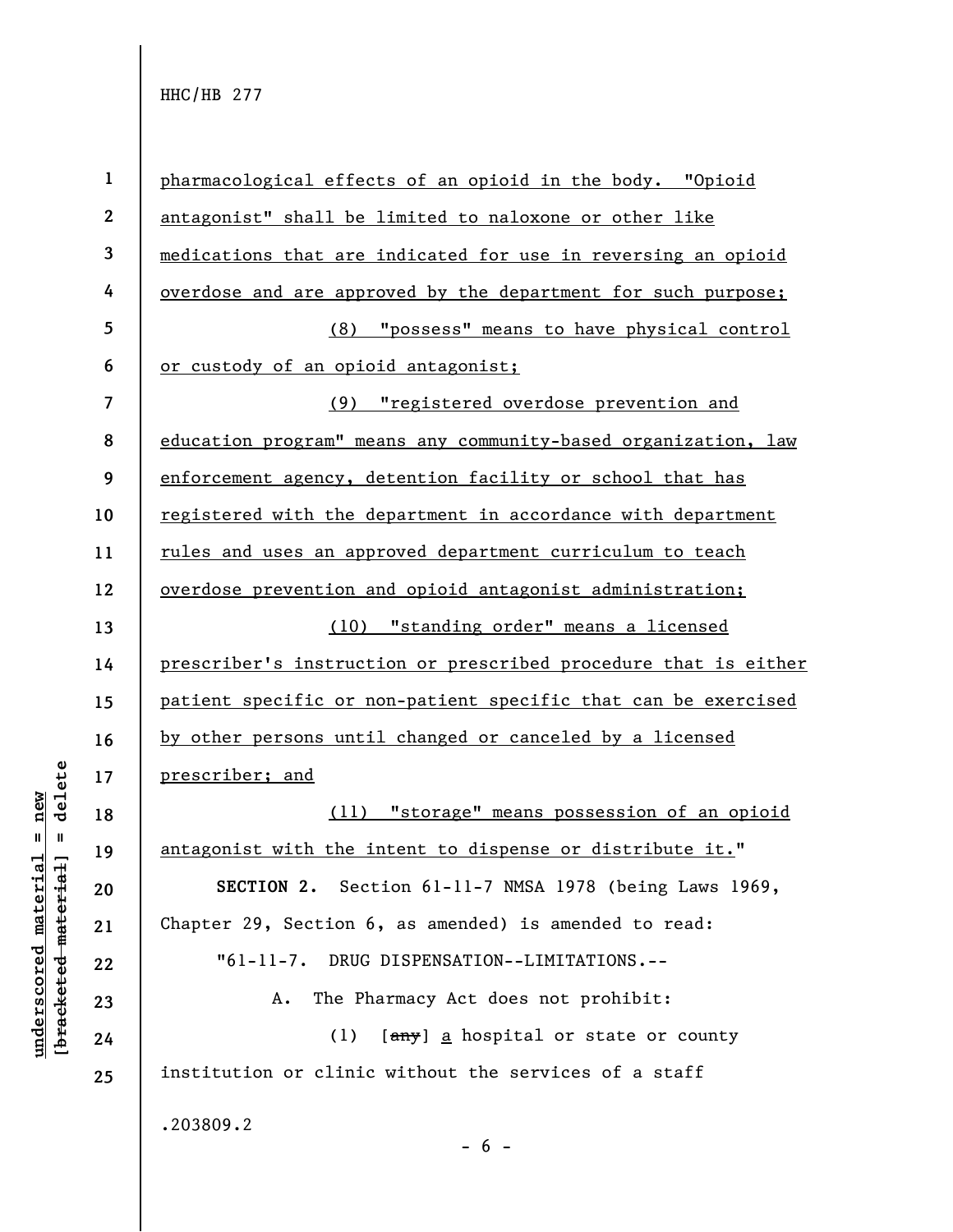pharmacological effects of an opioid in the body. "Opioid antagonist" shall be limited to naloxone or other like medications that are indicated for use in reversing an opioid overdose and are approved by the department for such purpose;

(8) "possess" means to have physical control or custody of an opioid antagonist;

(9) "registered overdose prevention and education program" means any community-based organization, law enforcement agency, detention facility or school that has registered with the department in accordance with department rules and uses an approved department curriculum to teach overdose prevention and opioid antagonist administration;

(10) "standing order" means a licensed prescriber's instruction or prescribed procedure that is either patient specific or non-patient specific that can be exercised by other persons until changed or canceled by a licensed prescriber; and

(11) "storage" means possession of an opioid antagonist with the intent to dispense or distribute it."

**SECTION 2.** Section 61-11-7 NMSA 1978 (being Laws 1969, Chapter 29, Section 6, as amended) is amended to read:

"61-11-7. DRUG DISPENSATION--LIMITATIONS.--

A. The Pharmacy Act does not prohibit:

(1) [~~any~~] a hospital or state or county institution or clinic without the services of a staff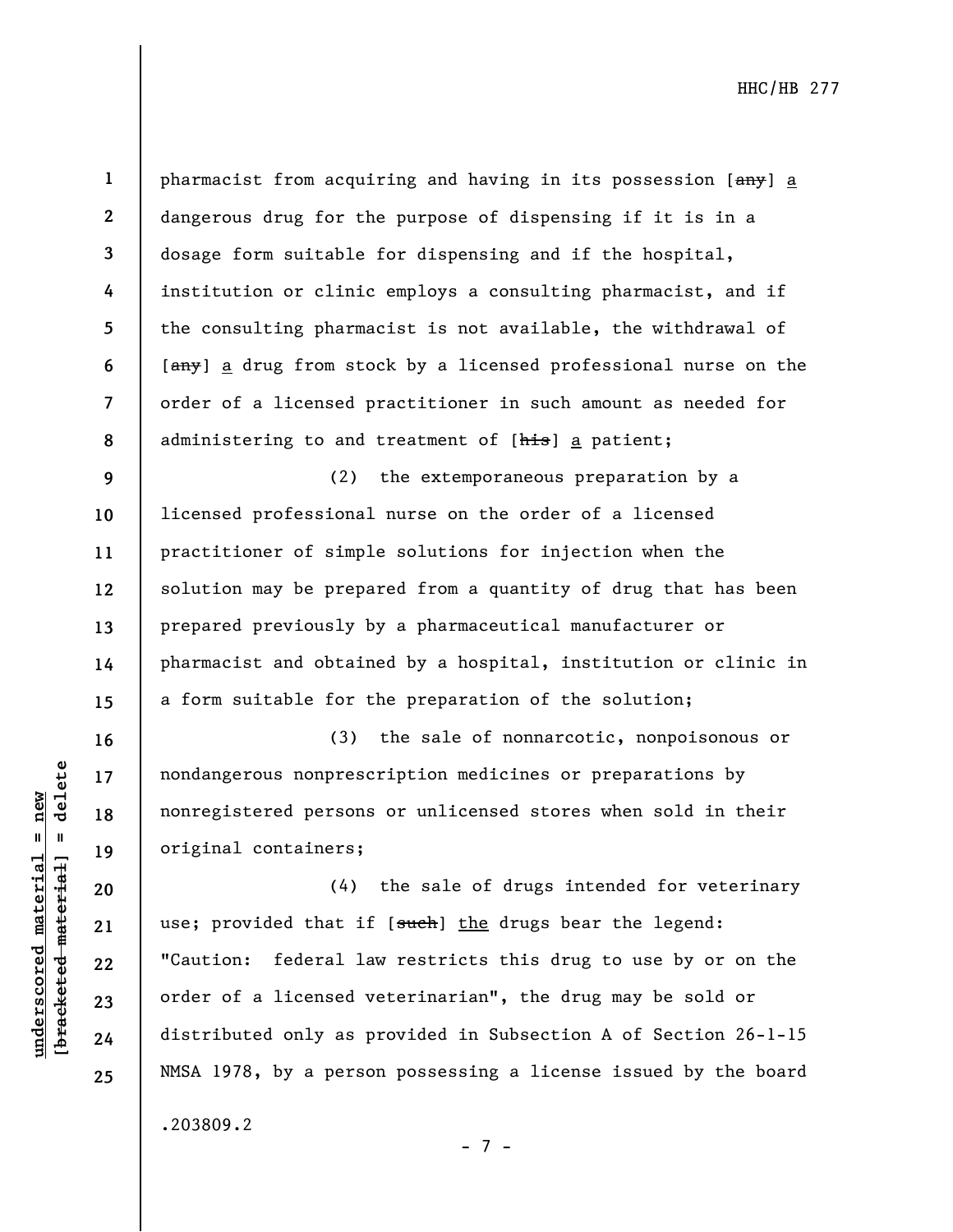pharmacist from acquiring and having in its possession [~~any~~] a dangerous drug for the purpose of dispensing if it is in a dosage form suitable for dispensing and if the hospital, institution or clinic employs a consulting pharmacist, and if the consulting pharmacist is not available, the withdrawal of [~~any~~] a drug from stock by a licensed professional nurse on the order of a licensed practitioner in such amount as needed for administering to and treatment of [~~his~~] a patient;

(2) the extemporaneous preparation by a licensed professional nurse on the order of a licensed practitioner of simple solutions for injection when the solution may be prepared from a quantity of drug that has been prepared previously by a pharmaceutical manufacturer or pharmacist and obtained by a hospital, institution or clinic in a form suitable for the preparation of the solution;

(3) the sale of nonnarcotic, nonpoisonous or nondangerous nonprescription medicines or preparations by nonregistered persons or unlicensed stores when sold in their original containers;

(4) the sale of drugs intended for veterinary use; provided that if [~~such~~] the drugs bear the legend: "Caution: federal law restricts this drug to use by or on the order of a licensed veterinarian", the drug may be sold or distributed only as provided in Subsection A of Section 26-1-15 NMSA 1978, by a person possessing a license issued by the board

.203809.2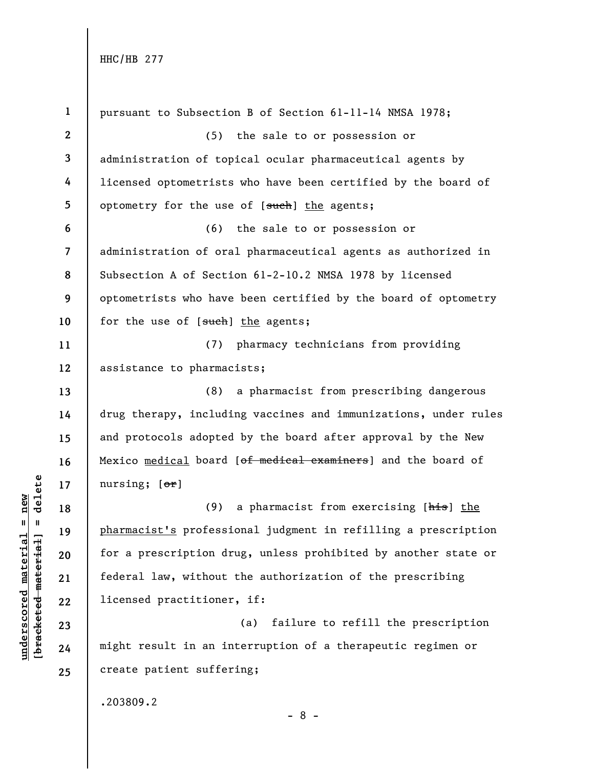pursuant to Subsection B of Section 61-11-14 NMSA 1978;

(5) the sale to or possession or administration of topical ocular pharmaceutical agents by licensed optometrists who have been certified by the board of optometry for the use of [~~such~~] <u>the</u> agents;

(6) the sale to or possession or administration of oral pharmaceutical agents as authorized in Subsection A of Section 61-2-10.2 NMSA 1978 by licensed optometrists who have been certified by the board of optometry for the use of [~~such~~] <u>the</u> agents;

(7) pharmacy technicians from providing assistance to pharmacists;

(8) a pharmacist from prescribing dangerous drug therapy, including vaccines and immunizations, under rules and protocols adopted by the board after approval by the New Mexico <u>medical</u> board [~~of medical examiners~~] and the board of nursing; [~~or~~]

(9) a pharmacist from exercising [~~his~~] <u>the pharmacist's</u> professional judgment in refilling a prescription for a prescription drug, unless prohibited by another state or federal law, without the authorization of the prescribing licensed practitioner, if:

(a) failure to refill the prescription might result in an interruption of a therapeutic regimen or create patient suffering;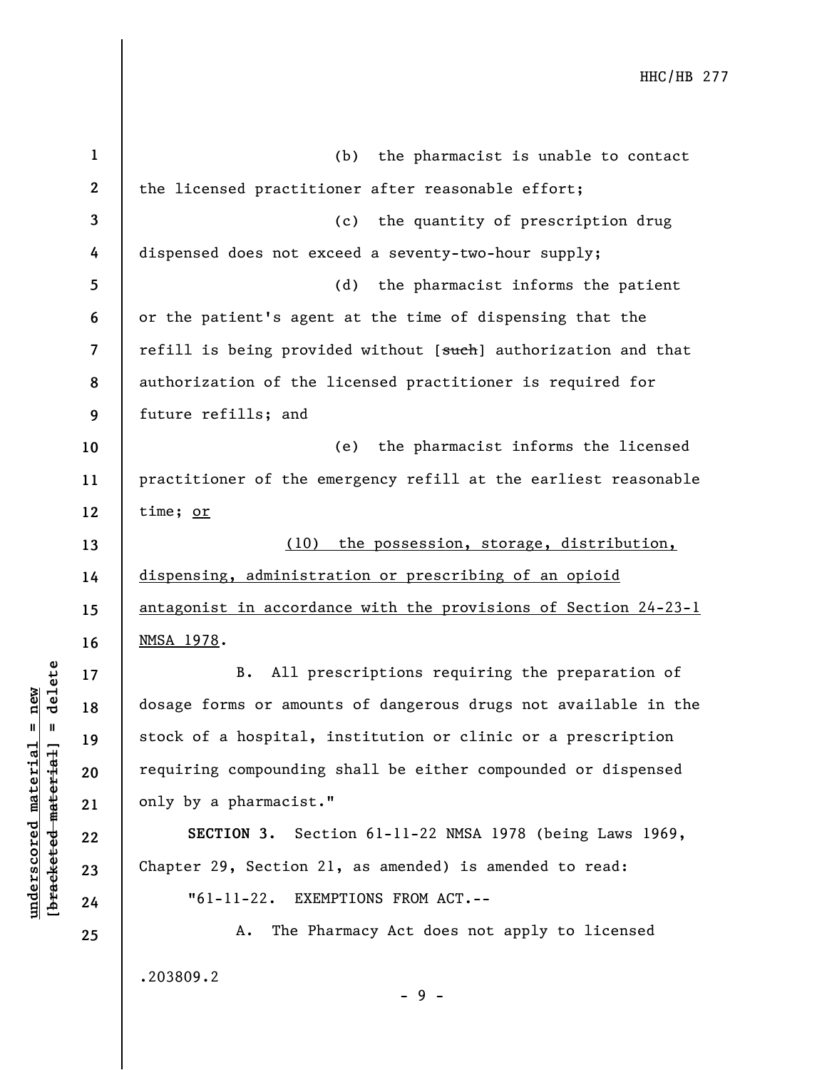(b) the pharmacist is unable to contact the licensed practitioner after reasonable effort;

(c) the quantity of prescription drug dispensed does not exceed a seventy-two-hour supply;

(d) the pharmacist informs the patient or the patient's agent at the time of dispensing that the refill is being provided without [~~such~~] authorization and that authorization of the licensed practitioner is required for future refills; and

(e) the pharmacist informs the licensed practitioner of the emergency refill at the earliest reasonable time; <u>or</u>

<u>(10) the possession, storage, distribution, dispensing, administration or prescribing of an opioid antagonist in accordance with the provisions of Section 24-23-1 NMSA 1978</u>.

B. All prescriptions requiring the preparation of dosage forms or amounts of dangerous drugs not available in the stock of a hospital, institution or clinic or a prescription requiring compounding shall be either compounded or dispensed only by a pharmacist."

**SECTION 3.** Section 61-11-22 NMSA 1978 (being Laws 1969, Chapter 29, Section 21, as amended) is amended to read:

"61-11-22. EXEMPTIONS FROM ACT.--

A. The Pharmacy Act does not apply to licensed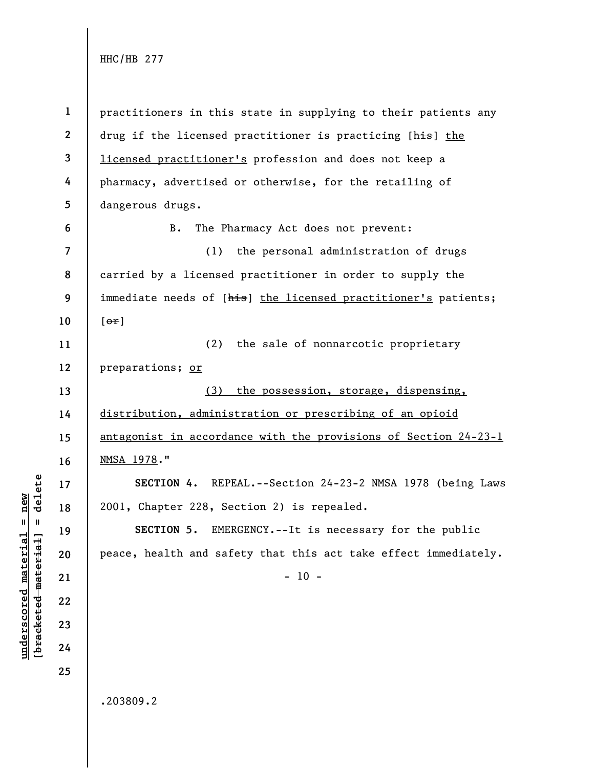practitioners in this state in supplying to their patients any drug if the licensed practitioner is practicing [~~his~~] <u>the licensed practitioner's</u> profession and does not keep a pharmacy, advertised or otherwise, for the retailing of dangerous drugs.

B. The Pharmacy Act does not prevent:

(1) the personal administration of drugs carried by a licensed practitioner in order to supply the immediate needs of [~~his~~] <u>the licensed practitioner's</u> patients; [~~or~~]

(2) the sale of nonnarcotic proprietary preparations; <u>or</u>

<u>(3) the possession, storage, dispensing, distribution, administration or prescribing of an opioid antagonist in accordance with the provisions of Section 24-23-1 NMSA 1978</u>."

**SECTION 4.** REPEAL.--Section 24-23-2 NMSA 1978 (being Laws 2001, Chapter 228, Section 2) is repealed.

**SECTION 5.** EMERGENCY.--It is necessary for the public peace, health and safety that this act take effect immediately.